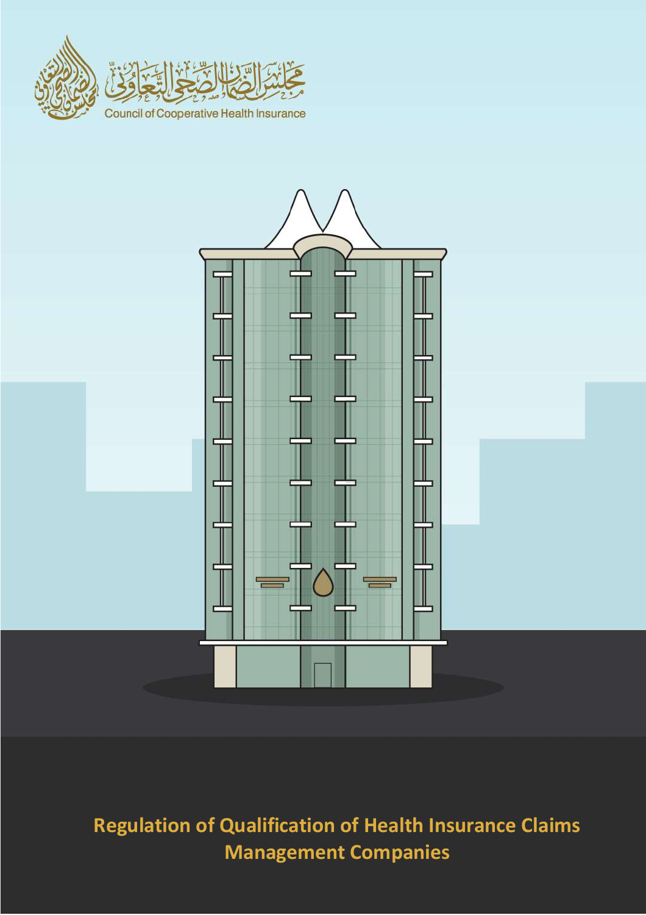مجلس الضمان الصحي التعاوني

Council of Cooperative Health Insurance

# Regulation of Qualification of Health Insurance Claims Management Companies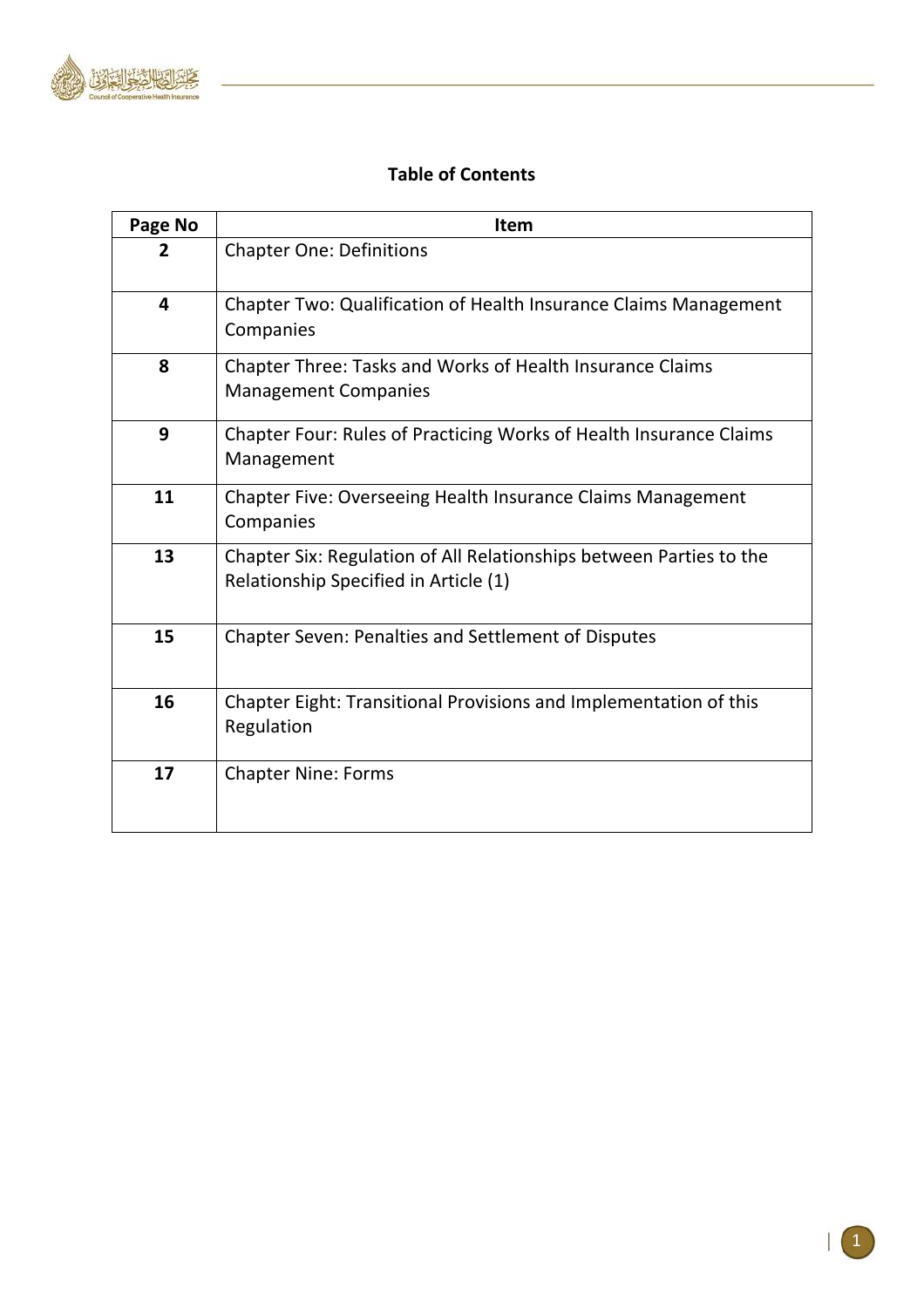## Table of Contents

| Page No | Item |
|---|---|
| 2 | Chapter One: Definitions |
| 4 | Chapter Two: Qualification of Health Insurance Claims Management Companies |
| 8 | Chapter Three: Tasks and Works of Health Insurance Claims Management Companies |
| 9 | Chapter Four: Rules of Practicing Works of Health Insurance Claims Management |
| 11 | Chapter Five: Overseeing Health Insurance Claims Management Companies |
| 13 | Chapter Six: Regulation of All Relationships between Parties to the Relationship Specified in Article (1) |
| 15 | Chapter Seven: Penalties and Settlement of Disputes |
| 16 | Chapter Eight: Transitional Provisions and Implementation of this Regulation |
| 17 | Chapter Nine: Forms |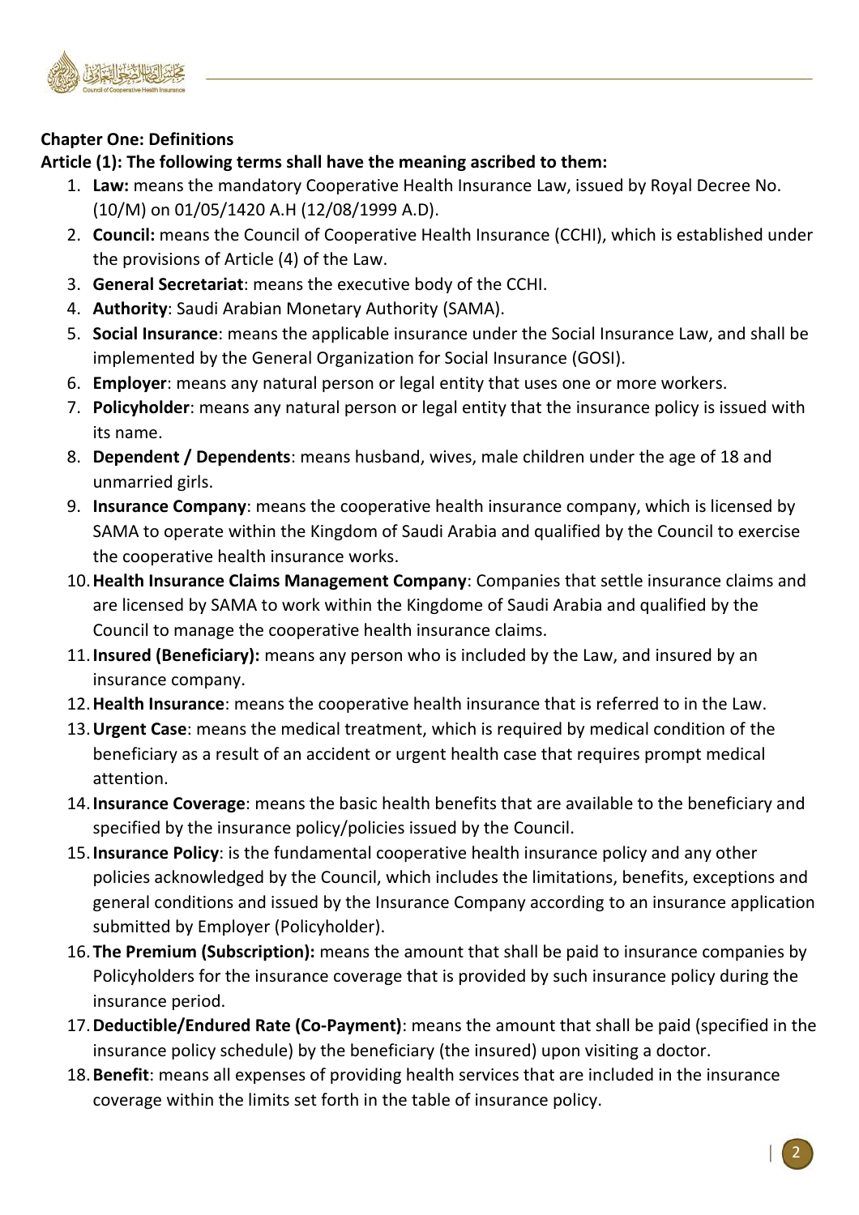**Chapter One: Definitions**

**Article (1): The following terms shall have the meaning ascribed to them:**

1. **Law:** means the mandatory Cooperative Health Insurance Law, issued by Royal Decree No. (10/M) on 01/05/1420 A.H (12/08/1999 A.D).
2. **Council:** means the Council of Cooperative Health Insurance (CCHI), which is established under the provisions of Article (4) of the Law.
3. **General Secretariat**: means the executive body of the CCHI.
4. **Authority**: Saudi Arabian Monetary Authority (SAMA).
5. **Social Insurance**: means the applicable insurance under the Social Insurance Law, and shall be implemented by the General Organization for Social Insurance (GOSI).
6. **Employer**: means any natural person or legal entity that uses one or more workers.
7. **Policyholder**: means any natural person or legal entity that the insurance policy is issued with its name.
8. **Dependent / Dependents**: means husband, wives, male children under the age of 18 and unmarried girls.
9. **Insurance Company**: means the cooperative health insurance company, which is licensed by SAMA to operate within the Kingdom of Saudi Arabia and qualified by the Council to exercise the cooperative health insurance works.
10. **Health Insurance Claims Management Company**: Companies that settle insurance claims and are licensed by SAMA to work within the Kingdome of Saudi Arabia and qualified by the Council to manage the cooperative health insurance claims.
11. **Insured (Beneficiary):** means any person who is included by the Law, and insured by an insurance company.
12. **Health Insurance**: means the cooperative health insurance that is referred to in the Law.
13. **Urgent Case**: means the medical treatment, which is required by medical condition of the beneficiary as a result of an accident or urgent health case that requires prompt medical attention.
14. **Insurance Coverage**: means the basic health benefits that are available to the beneficiary and specified by the insurance policy/policies issued by the Council.
15. **Insurance Policy**: is the fundamental cooperative health insurance policy and any other policies acknowledged by the Council, which includes the limitations, benefits, exceptions and general conditions and issued by the Insurance Company according to an insurance application submitted by Employer (Policyholder).
16. **The Premium (Subscription):** means the amount that shall be paid to insurance companies by Policyholders for the insurance coverage that is provided by such insurance policy during the insurance period.
17. **Deductible/Endured Rate (Co-Payment)**: means the amount that shall be paid (specified in the insurance policy schedule) by the beneficiary (the insured) upon visiting a doctor.
18. **Benefit**: means all expenses of providing health services that are included in the insurance coverage within the limits set forth in the table of insurance policy.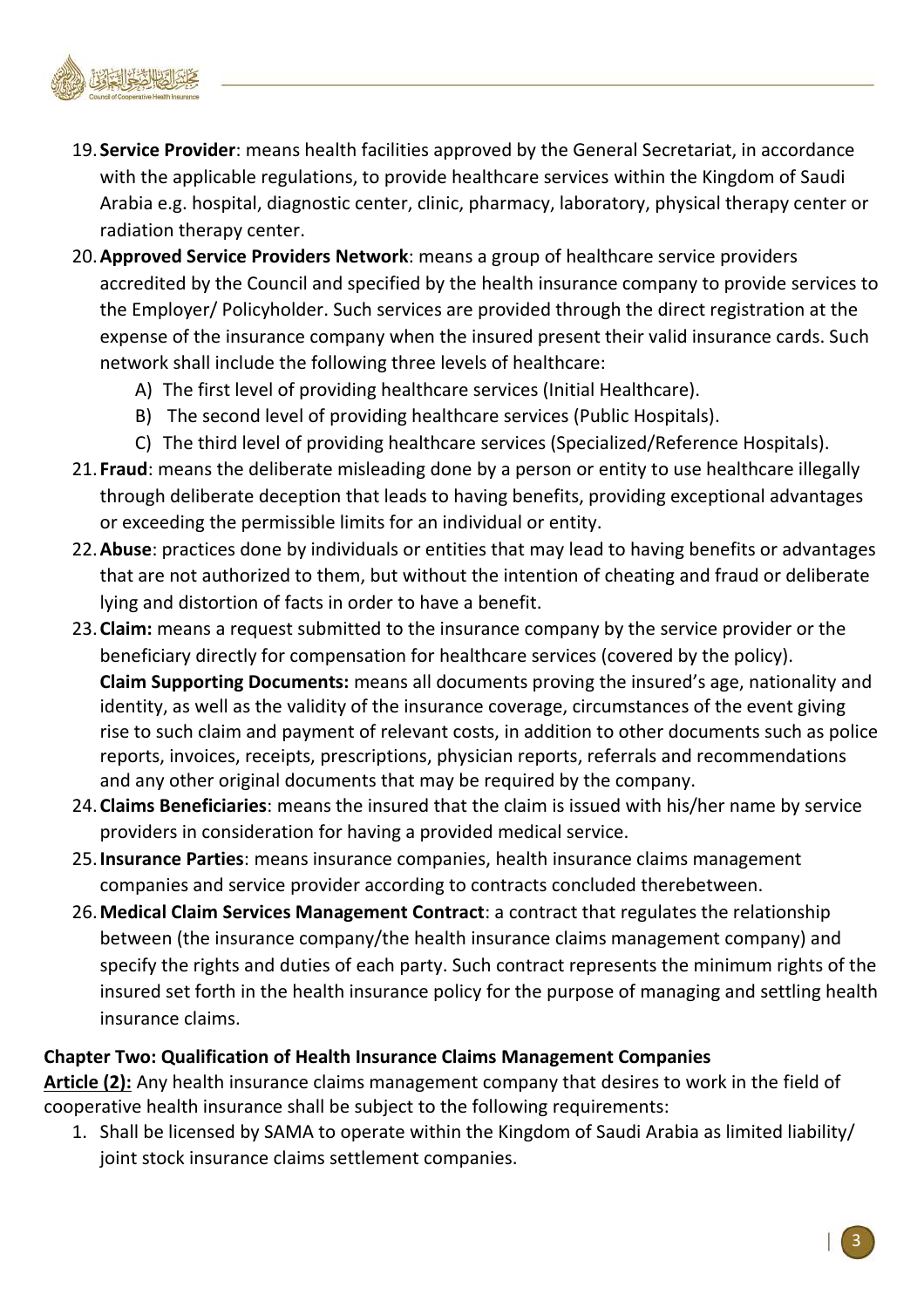19. **Service Provider**: means health facilities approved by the General Secretariat, in accordance with the applicable regulations, to provide healthcare services within the Kingdom of Saudi Arabia e.g. hospital, diagnostic center, clinic, pharmacy, laboratory, physical therapy center or radiation therapy center.
20. **Approved Service Providers Network**: means a group of healthcare service providers accredited by the Council and specified by the health insurance company to provide services to the Employer/ Policyholder. Such services are provided through the direct registration at the expense of the insurance company when the insured present their valid insurance cards. Such network shall include the following three levels of healthcare:
    A) The first level of providing healthcare services (Initial Healthcare).
    B) The second level of providing healthcare services (Public Hospitals).
    C) The third level of providing healthcare services (Specialized/Reference Hospitals).
21. **Fraud**: means the deliberate misleading done by a person or entity to use healthcare illegally through deliberate deception that leads to having benefits, providing exceptional advantages or exceeding the permissible limits for an individual or entity.
22. **Abuse**: practices done by individuals or entities that may lead to having benefits or advantages that are not authorized to them, but without the intention of cheating and fraud or deliberate lying and distortion of facts in order to have a benefit.
23. **Claim:** means a request submitted to the insurance company by the service provider or the beneficiary directly for compensation for healthcare services (covered by the policy).
    **Claim Supporting Documents:** means all documents proving the insured's age, nationality and identity, as well as the validity of the insurance coverage, circumstances of the event giving rise to such claim and payment of relevant costs, in addition to other documents such as police reports, invoices, receipts, prescriptions, physician reports, referrals and recommendations and any other original documents that may be required by the company.
24. **Claims Beneficiaries**: means the insured that the claim is issued with his/her name by service providers in consideration for having a provided medical service.
25. **Insurance Parties**: means insurance companies, health insurance claims management companies and service provider according to contracts concluded therebetween.
26. **Medical Claim Services Management Contract**: a contract that regulates the relationship between (the insurance company/the health insurance claims management company) and specify the rights and duties of each party. Such contract represents the minimum rights of the insured set forth in the health insurance policy for the purpose of managing and settling health insurance claims.

**Chapter Two: Qualification of Health Insurance Claims Management Companies**

**Article (2):** Any health insurance claims management company that desires to work in the field of cooperative health insurance shall be subject to the following requirements:

1. Shall be licensed by SAMA to operate within the Kingdom of Saudi Arabia as limited liability/ joint stock insurance claims settlement companies.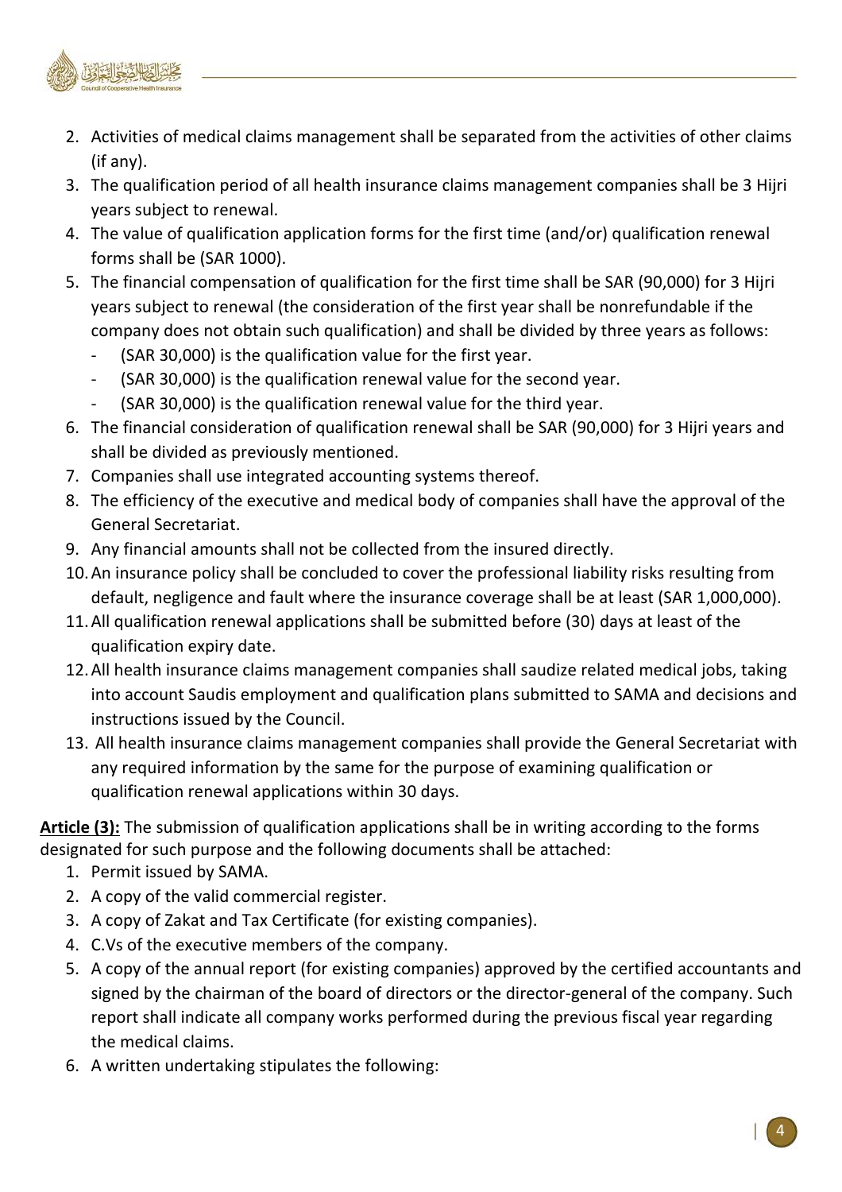2. Activities of medical claims management shall be separated from the activities of other claims (if any).
3. The qualification period of all health insurance claims management companies shall be 3 Hijri years subject to renewal.
4. The value of qualification application forms for the first time (and/or) qualification renewal forms shall be (SAR 1000).
5. The financial compensation of qualification for the first time shall be SAR (90,000) for 3 Hijri years subject to renewal (the consideration of the first year shall be nonrefundable if the company does not obtain such qualification) and shall be divided by three years as follows:
   - (SAR 30,000) is the qualification value for the first year.
   - (SAR 30,000) is the qualification renewal value for the second year.
   - (SAR 30,000) is the qualification renewal value for the third year.
6. The financial consideration of qualification renewal shall be SAR (90,000) for 3 Hijri years and shall be divided as previously mentioned.
7. Companies shall use integrated accounting systems thereof.
8. The efficiency of the executive and medical body of companies shall have the approval of the General Secretariat.
9. Any financial amounts shall not be collected from the insured directly.
10. An insurance policy shall be concluded to cover the professional liability risks resulting from default, negligence and fault where the insurance coverage shall be at least (SAR 1,000,000).
11. All qualification renewal applications shall be submitted before (30) days at least of the qualification expiry date.
12. All health insurance claims management companies shall saudize related medical jobs, taking into account Saudis employment and qualification plans submitted to SAMA and decisions and instructions issued by the Council.
13. All health insurance claims management companies shall provide the General Secretariat with any required information by the same for the purpose of examining qualification or qualification renewal applications within 30 days.

**Article (3):** The submission of qualification applications shall be in writing according to the forms designated for such purpose and the following documents shall be attached:

1. Permit issued by SAMA.
2. A copy of the valid commercial register.
3. A copy of Zakat and Tax Certificate (for existing companies).
4. C.Vs of the executive members of the company.
5. A copy of the annual report (for existing companies) approved by the certified accountants and signed by the chairman of the board of directors or the director-general of the company. Such report shall indicate all company works performed during the previous fiscal year regarding the medical claims.
6. A written undertaking stipulates the following: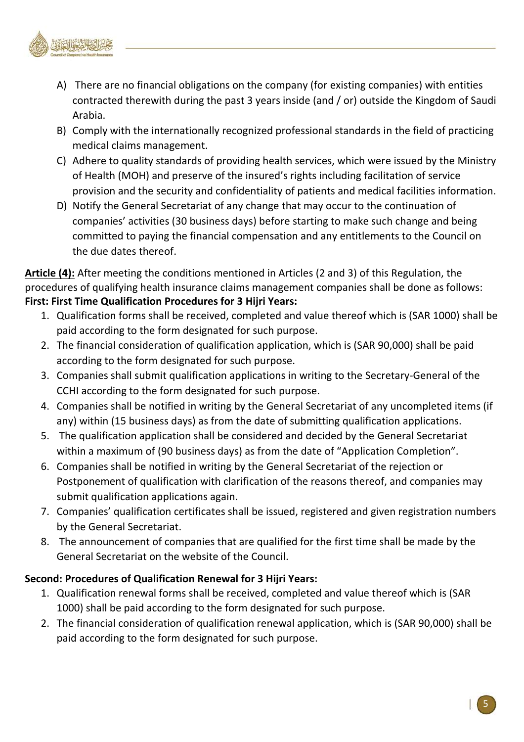A) There are no financial obligations on the company (for existing companies) with entities contracted therewith during the past 3 years inside (and / or) outside the Kingdom of Saudi Arabia.

B) Comply with the internationally recognized professional standards in the field of practicing medical claims management.

C) Adhere to quality standards of providing health services, which were issued by the Ministry of Health (MOH) and preserve of the insured's rights including facilitation of service provision and the security and confidentiality of patients and medical facilities information.

D) Notify the General Secretariat of any change that may occur to the continuation of companies' activities (30 business days) before starting to make such change and being committed to paying the financial compensation and any entitlements to the Council on the due dates thereof.

**Article (4):** After meeting the conditions mentioned in Articles (2 and 3) of this Regulation, the procedures of qualifying health insurance claims management companies shall be done as follows:

**First: First Time Qualification Procedures for 3 Hijri Years:**

1. Qualification forms shall be received, completed and value thereof which is (SAR 1000) shall be paid according to the form designated for such purpose.
2. The financial consideration of qualification application, which is (SAR 90,000) shall be paid according to the form designated for such purpose.
3. Companies shall submit qualification applications in writing to the Secretary-General of the CCHI according to the form designated for such purpose.
4. Companies shall be notified in writing by the General Secretariat of any uncompleted items (if any) within (15 business days) as from the date of submitting qualification applications.
5. The qualification application shall be considered and decided by the General Secretariat within a maximum of (90 business days) as from the date of "Application Completion".
6. Companies shall be notified in writing by the General Secretariat of the rejection or Postponement of qualification with clarification of the reasons thereof, and companies may submit qualification applications again.
7. Companies' qualification certificates shall be issued, registered and given registration numbers by the General Secretariat.
8. The announcement of companies that are qualified for the first time shall be made by the General Secretariat on the website of the Council.

**Second: Procedures of Qualification Renewal for 3 Hijri Years:**

1. Qualification renewal forms shall be received, completed and value thereof which is (SAR 1000) shall be paid according to the form designated for such purpose.
2. The financial consideration of qualification renewal application, which is (SAR 90,000) shall be paid according to the form designated for such purpose.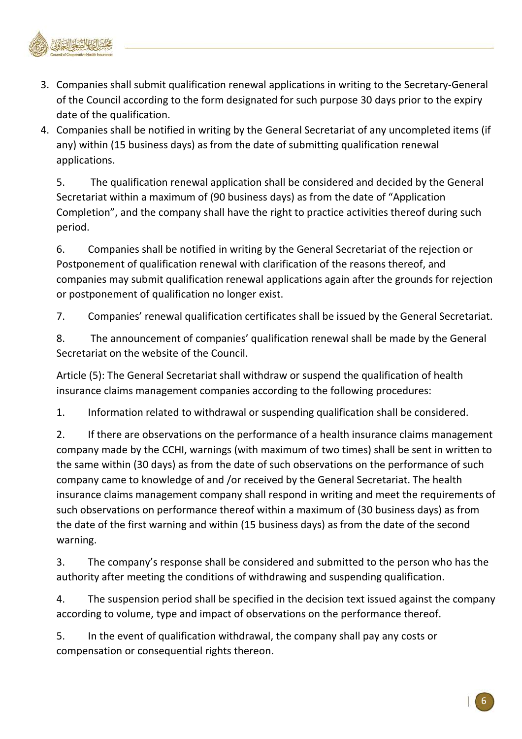3. Companies shall submit qualification renewal applications in writing to the Secretary-General of the Council according to the form designated for such purpose 30 days prior to the expiry date of the qualification.
4. Companies shall be notified in writing by the General Secretariat of any uncompleted items (if any) within (15 business days) as from the date of submitting qualification renewal applications.
5. The qualification renewal application shall be considered and decided by the General Secretariat within a maximum of (90 business days) as from the date of "Application Completion", and the company shall have the right to practice activities thereof during such period.
6. Companies shall be notified in writing by the General Secretariat of the rejection or Postponement of qualification renewal with clarification of the reasons thereof, and companies may submit qualification renewal applications again after the grounds for rejection or postponement of qualification no longer exist.
7. Companies' renewal qualification certificates shall be issued by the General Secretariat.
8. The announcement of companies' qualification renewal shall be made by the General Secretariat on the website of the Council.

Article (5): The General Secretariat shall withdraw or suspend the qualification of health insurance claims management companies according to the following procedures:

1. Information related to withdrawal or suspending qualification shall be considered.
2. If there are observations on the performance of a health insurance claims management company made by the CCHI, warnings (with maximum of two times) shall be sent in written to the same within (30 days) as from the date of such observations on the performance of such company came to knowledge of and /or received by the General Secretariat. The health insurance claims management company shall respond in writing and meet the requirements of such observations on performance thereof within a maximum of (30 business days) as from the date of the first warning and within (15 business days) as from the date of the second warning.
3. The company's response shall be considered and submitted to the person who has the authority after meeting the conditions of withdrawing and suspending qualification.
4. The suspension period shall be specified in the decision text issued against the company according to volume, type and impact of observations on the performance thereof.
5. In the event of qualification withdrawal, the company shall pay any costs or compensation or consequential rights thereon.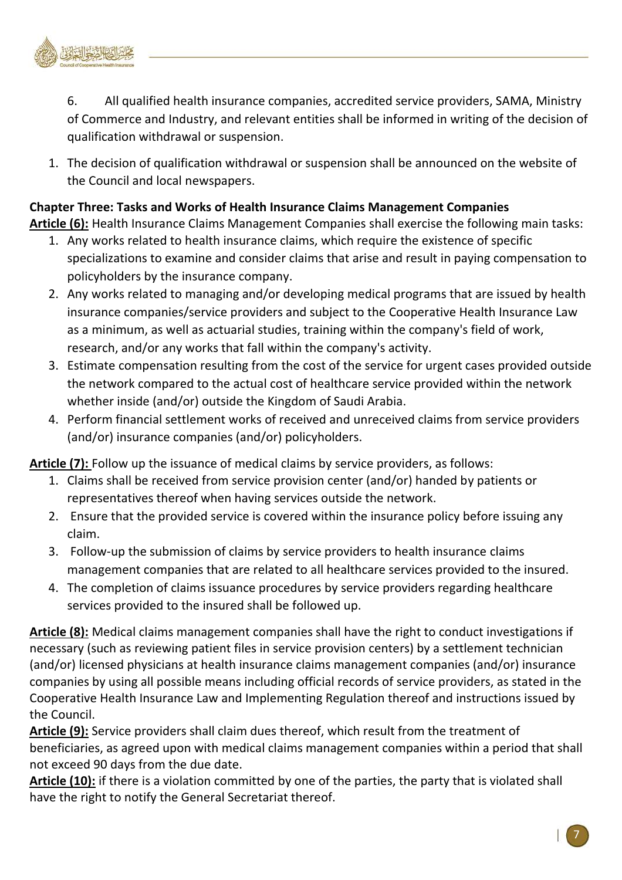6. All qualified health insurance companies, accredited service providers, SAMA, Ministry of Commerce and Industry, and relevant entities shall be informed in writing of the decision of qualification withdrawal or suspension.

1. The decision of qualification withdrawal or suspension shall be announced on the website of the Council and local newspapers.

**Chapter Three: Tasks and Works of Health Insurance Claims Management Companies**

**<u>Article (6):</u>** Health Insurance Claims Management Companies shall exercise the following main tasks:

1. Any works related to health insurance claims, which require the existence of specific specializations to examine and consider claims that arise and result in paying compensation to policyholders by the insurance company.
2. Any works related to managing and/or developing medical programs that are issued by health insurance companies/service providers and subject to the Cooperative Health Insurance Law as a minimum, as well as actuarial studies, training within the company's field of work, research, and/or any works that fall within the company's activity.
3. Estimate compensation resulting from the cost of the service for urgent cases provided outside the network compared to the actual cost of healthcare service provided within the network whether inside (and/or) outside the Kingdom of Saudi Arabia.
4. Perform financial settlement works of received and unreceived claims from service providers (and/or) insurance companies (and/or) policyholders.

**<u>Article (7):</u>** Follow up the issuance of medical claims by service providers, as follows:

1. Claims shall be received from service provision center (and/or) handed by patients or representatives thereof when having services outside the network.
2. Ensure that the provided service is covered within the insurance policy before issuing any claim.
3. Follow-up the submission of claims by service providers to health insurance claims management companies that are related to all healthcare services provided to the insured.
4. The completion of claims issuance procedures by service providers regarding healthcare services provided to the insured shall be followed up.

**<u>Article (8):</u>** Medical claims management companies shall have the right to conduct investigations if necessary (such as reviewing patient files in service provision centers) by a settlement technician (and/or) licensed physicians at health insurance claims management companies (and/or) insurance companies by using all possible means including official records of service providers, as stated in the Cooperative Health Insurance Law and Implementing Regulation thereof and instructions issued by the Council.

**<u>Article (9):</u>** Service providers shall claim dues thereof, which result from the treatment of beneficiaries, as agreed upon with medical claims management companies within a period that shall not exceed 90 days from the due date.

**<u>Article (10):</u>** if there is a violation committed by one of the parties, the party that is violated shall have the right to notify the General Secretariat thereof.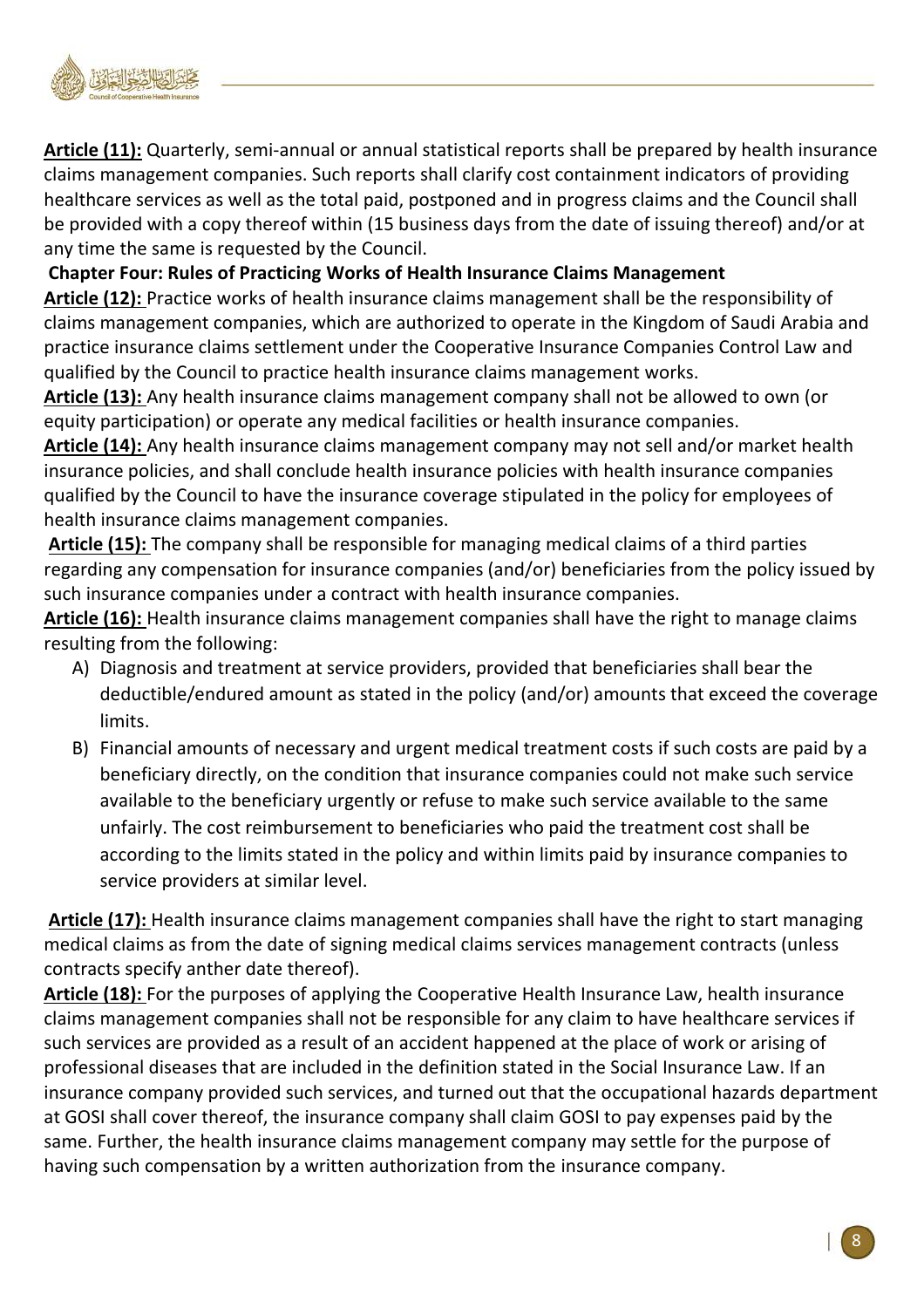**Article (11):** Quarterly, semi-annual or annual statistical reports shall be prepared by health insurance claims management companies. Such reports shall clarify cost containment indicators of providing healthcare services as well as the total paid, postponed and in progress claims and the Council shall be provided with a copy thereof within (15 business days from the date of issuing thereof) and/or at any time the same is requested by the Council.

**Chapter Four: Rules of Practicing Works of Health Insurance Claims Management**

**Article (12):** Practice works of health insurance claims management shall be the responsibility of claims management companies, which are authorized to operate in the Kingdom of Saudi Arabia and practice insurance claims settlement under the Cooperative Insurance Companies Control Law and qualified by the Council to practice health insurance claims management works.

**Article (13):** Any health insurance claims management company shall not be allowed to own (or equity participation) or operate any medical facilities or health insurance companies.

**Article (14):** Any health insurance claims management company may not sell and/or market health insurance policies, and shall conclude health insurance policies with health insurance companies qualified by the Council to have the insurance coverage stipulated in the policy for employees of health insurance claims management companies.

**Article (15):** The company shall be responsible for managing medical claims of a third parties regarding any compensation for insurance companies (and/or) beneficiaries from the policy issued by such insurance companies under a contract with health insurance companies.

**Article (16):** Health insurance claims management companies shall have the right to manage claims resulting from the following:

A) Diagnosis and treatment at service providers, provided that beneficiaries shall bear the deductible/endured amount as stated in the policy (and/or) amounts that exceed the coverage limits.

B) Financial amounts of necessary and urgent medical treatment costs if such costs are paid by a beneficiary directly, on the condition that insurance companies could not make such service available to the beneficiary urgently or refuse to make such service available to the same unfairly. The cost reimbursement to beneficiaries who paid the treatment cost shall be according to the limits stated in the policy and within limits paid by insurance companies to service providers at similar level.

**Article (17):** Health insurance claims management companies shall have the right to start managing medical claims as from the date of signing medical claims services management contracts (unless contracts specify anther date thereof).

**Article (18):** For the purposes of applying the Cooperative Health Insurance Law, health insurance claims management companies shall not be responsible for any claim to have healthcare services if such services are provided as a result of an accident happened at the place of work or arising of professional diseases that are included in the definition stated in the Social Insurance Law. If an insurance company provided such services, and turned out that the occupational hazards department at GOSI shall cover thereof, the insurance company shall claim GOSI to pay expenses paid by the same. Further, the health insurance claims management company may settle for the purpose of having such compensation by a written authorization from the insurance company.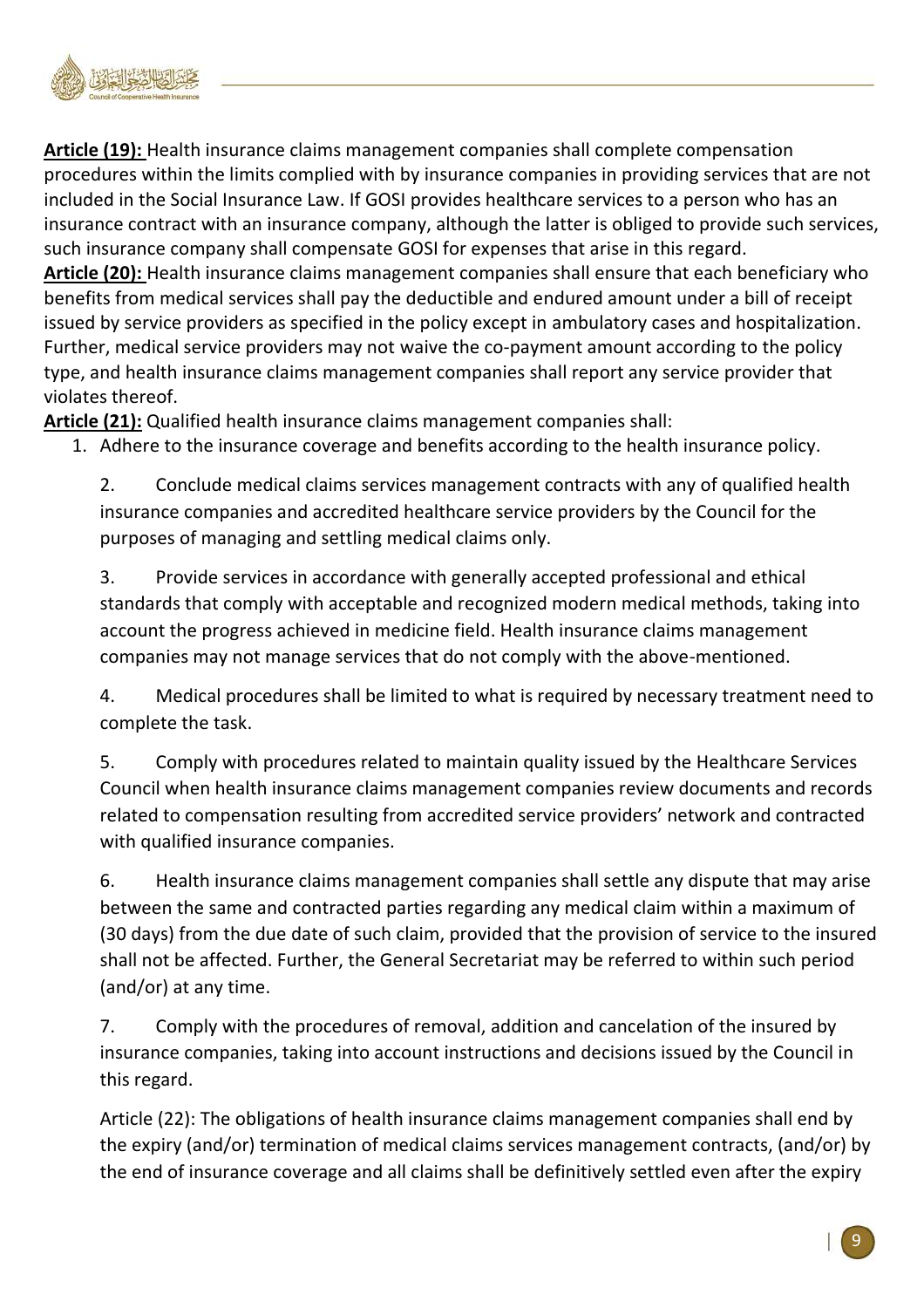**Article (19):** Health insurance claims management companies shall complete compensation procedures within the limits complied with by insurance companies in providing services that are not included in the Social Insurance Law. If GOSI provides healthcare services to a person who has an insurance contract with an insurance company, although the latter is obliged to provide such services, such insurance company shall compensate GOSI for expenses that arise in this regard.

**Article (20):** Health insurance claims management companies shall ensure that each beneficiary who benefits from medical services shall pay the deductible and endured amount under a bill of receipt issued by service providers as specified in the policy except in ambulatory cases and hospitalization. Further, medical service providers may not waive the co-payment amount according to the policy type, and health insurance claims management companies shall report any service provider that violates thereof.

**Article (21):** Qualified health insurance claims management companies shall:

1. Adhere to the insurance coverage and benefits according to the health insurance policy.

2. Conclude medical claims services management contracts with any of qualified health insurance companies and accredited healthcare service providers by the Council for the purposes of managing and settling medical claims only.

3. Provide services in accordance with generally accepted professional and ethical standards that comply with acceptable and recognized modern medical methods, taking into account the progress achieved in medicine field. Health insurance claims management companies may not manage services that do not comply with the above-mentioned.

4. Medical procedures shall be limited to what is required by necessary treatment need to complete the task.

5. Comply with procedures related to maintain quality issued by the Healthcare Services Council when health insurance claims management companies review documents and records related to compensation resulting from accredited service providers' network and contracted with qualified insurance companies.

6. Health insurance claims management companies shall settle any dispute that may arise between the same and contracted parties regarding any medical claim within a maximum of (30 days) from the due date of such claim, provided that the provision of service to the insured shall not be affected. Further, the General Secretariat may be referred to within such period (and/or) at any time.

7. Comply with the procedures of removal, addition and cancelation of the insured by insurance companies, taking into account instructions and decisions issued by the Council in this regard.

Article (22): The obligations of health insurance claims management companies shall end by the expiry (and/or) termination of medical claims services management contracts, (and/or) by the end of insurance coverage and all claims shall be definitively settled even after the expiry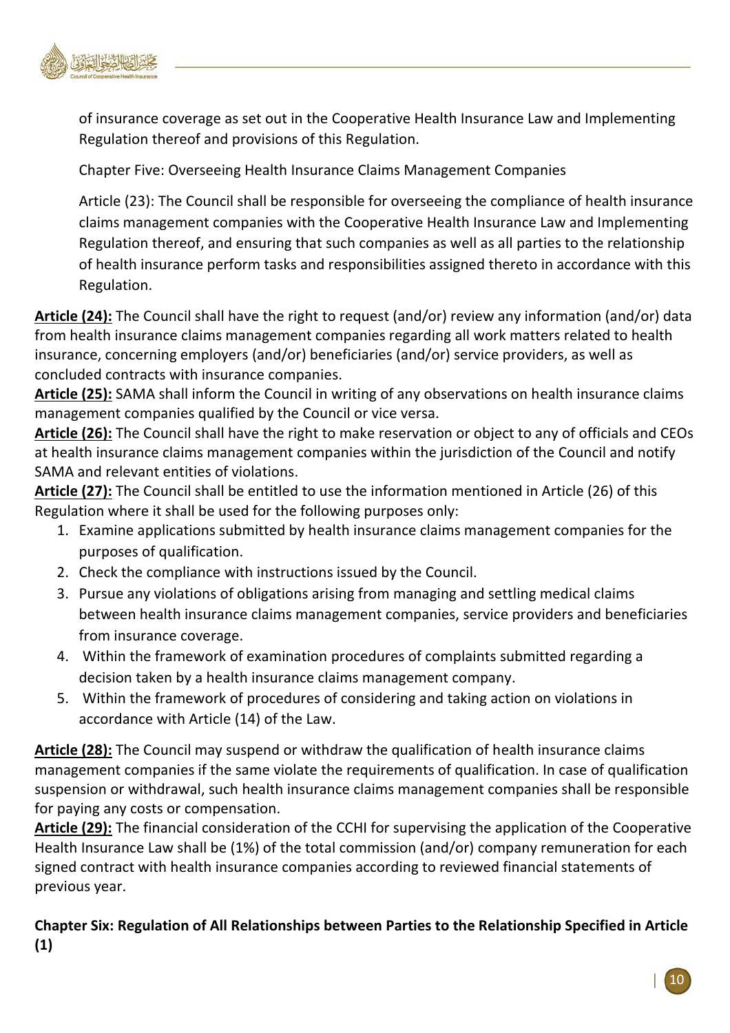of insurance coverage as set out in the Cooperative Health Insurance Law and Implementing Regulation thereof and provisions of this Regulation.

Chapter Five: Overseeing Health Insurance Claims Management Companies

Article (23): The Council shall be responsible for overseeing the compliance of health insurance claims management companies with the Cooperative Health Insurance Law and Implementing Regulation thereof, and ensuring that such companies as well as all parties to the relationship of health insurance perform tasks and responsibilities assigned thereto in accordance with this Regulation.

**Article (24):** The Council shall have the right to request (and/or) review any information (and/or) data from health insurance claims management companies regarding all work matters related to health insurance, concerning employers (and/or) beneficiaries (and/or) service providers, as well as concluded contracts with insurance companies.

**Article (25):** SAMA shall inform the Council in writing of any observations on health insurance claims management companies qualified by the Council or vice versa.

**Article (26):** The Council shall have the right to make reservation or object to any of officials and CEOs at health insurance claims management companies within the jurisdiction of the Council and notify SAMA and relevant entities of violations.

**Article (27):** The Council shall be entitled to use the information mentioned in Article (26) of this Regulation where it shall be used for the following purposes only:

1. Examine applications submitted by health insurance claims management companies for the purposes of qualification.
2. Check the compliance with instructions issued by the Council.
3. Pursue any violations of obligations arising from managing and settling medical claims between health insurance claims management companies, service providers and beneficiaries from insurance coverage.
4. Within the framework of examination procedures of complaints submitted regarding a decision taken by a health insurance claims management company.
5. Within the framework of procedures of considering and taking action on violations in accordance with Article (14) of the Law.

**Article (28):** The Council may suspend or withdraw the qualification of health insurance claims management companies if the same violate the requirements of qualification. In case of qualification suspension or withdrawal, such health insurance claims management companies shall be responsible for paying any costs or compensation.

**Article (29):** The financial consideration of the CCHI for supervising the application of the Cooperative Health Insurance Law shall be (1%) of the total commission (and/or) company remuneration for each signed contract with health insurance companies according to reviewed financial statements of previous year.

## Chapter Six: Regulation of All Relationships between Parties to the Relationship Specified in Article (1)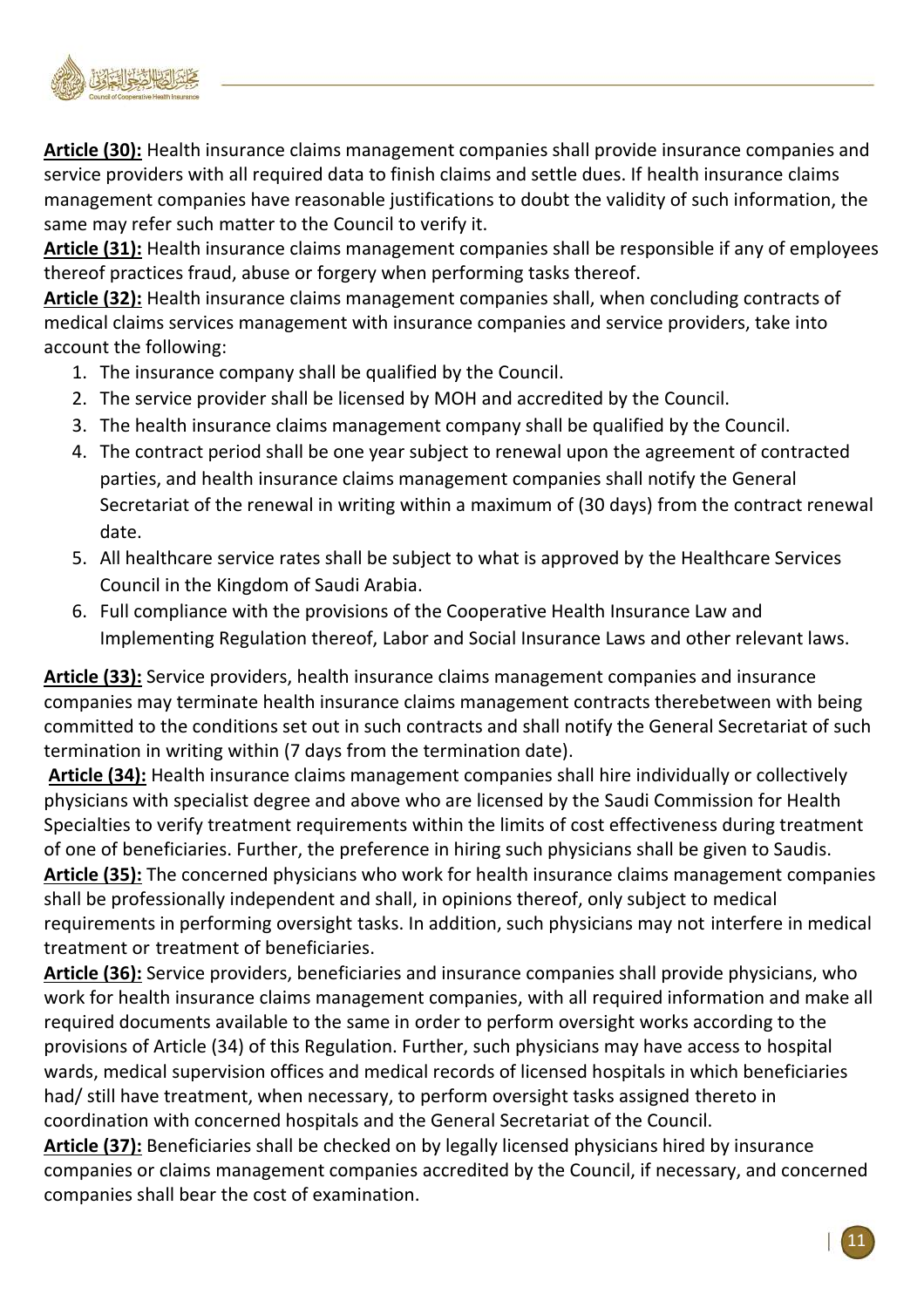**Article (30):** Health insurance claims management companies shall provide insurance companies and service providers with all required data to finish claims and settle dues. If health insurance claims management companies have reasonable justifications to doubt the validity of such information, the same may refer such matter to the Council to verify it.

**Article (31):** Health insurance claims management companies shall be responsible if any of employees thereof practices fraud, abuse or forgery when performing tasks thereof.

**Article (32):** Health insurance claims management companies shall, when concluding contracts of medical claims services management with insurance companies and service providers, take into account the following:

1. The insurance company shall be qualified by the Council.
2. The service provider shall be licensed by MOH and accredited by the Council.
3. The health insurance claims management company shall be qualified by the Council.
4. The contract period shall be one year subject to renewal upon the agreement of contracted parties, and health insurance claims management companies shall notify the General Secretariat of the renewal in writing within a maximum of (30 days) from the contract renewal date.
5. All healthcare service rates shall be subject to what is approved by the Healthcare Services Council in the Kingdom of Saudi Arabia.
6. Full compliance with the provisions of the Cooperative Health Insurance Law and Implementing Regulation thereof, Labor and Social Insurance Laws and other relevant laws.

**Article (33):** Service providers, health insurance claims management companies and insurance companies may terminate health insurance claims management contracts therebetween with being committed to the conditions set out in such contracts and shall notify the General Secretariat of such termination in writing within (7 days from the termination date).

**Article (34):** Health insurance claims management companies shall hire individually or collectively physicians with specialist degree and above who are licensed by the Saudi Commission for Health Specialties to verify treatment requirements within the limits of cost effectiveness during treatment of one of beneficiaries. Further, the preference in hiring such physicians shall be given to Saudis.

**Article (35):** The concerned physicians who work for health insurance claims management companies shall be professionally independent and shall, in opinions thereof, only subject to medical requirements in performing oversight tasks. In addition, such physicians may not interfere in medical treatment or treatment of beneficiaries.

**Article (36):** Service providers, beneficiaries and insurance companies shall provide physicians, who work for health insurance claims management companies, with all required information and make all required documents available to the same in order to perform oversight works according to the provisions of Article (34) of this Regulation. Further, such physicians may have access to hospital wards, medical supervision offices and medical records of licensed hospitals in which beneficiaries had/ still have treatment, when necessary, to perform oversight tasks assigned thereto in coordination with concerned hospitals and the General Secretariat of the Council.

**Article (37):** Beneficiaries shall be checked on by legally licensed physicians hired by insurance companies or claims management companies accredited by the Council, if necessary, and concerned companies shall bear the cost of examination.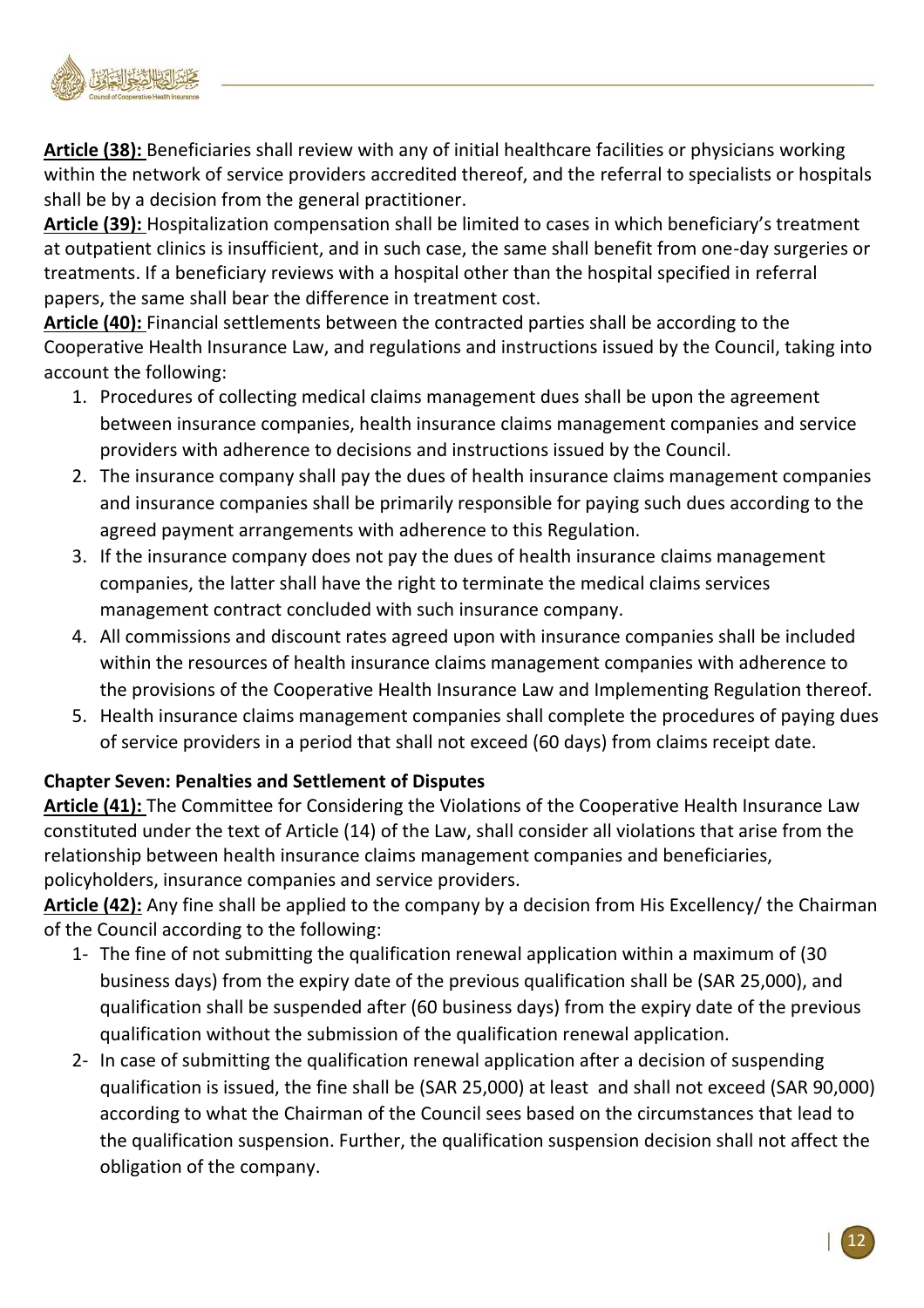**Article (38):** Beneficiaries shall review with any of initial healthcare facilities or physicians working within the network of service providers accredited thereof, and the referral to specialists or hospitals shall be by a decision from the general practitioner.

**Article (39):** Hospitalization compensation shall be limited to cases in which beneficiary's treatment at outpatient clinics is insufficient, and in such case, the same shall benefit from one-day surgeries or treatments. If a beneficiary reviews with a hospital other than the hospital specified in referral papers, the same shall bear the difference in treatment cost.

**Article (40):** Financial settlements between the contracted parties shall be according to the Cooperative Health Insurance Law, and regulations and instructions issued by the Council, taking into account the following:

1. Procedures of collecting medical claims management dues shall be upon the agreement between insurance companies, health insurance claims management companies and service providers with adherence to decisions and instructions issued by the Council.
2. The insurance company shall pay the dues of health insurance claims management companies and insurance companies shall be primarily responsible for paying such dues according to the agreed payment arrangements with adherence to this Regulation.
3. If the insurance company does not pay the dues of health insurance claims management companies, the latter shall have the right to terminate the medical claims services management contract concluded with such insurance company.
4. All commissions and discount rates agreed upon with insurance companies shall be included within the resources of health insurance claims management companies with adherence to the provisions of the Cooperative Health Insurance Law and Implementing Regulation thereof.
5. Health insurance claims management companies shall complete the procedures of paying dues of service providers in a period that shall not exceed (60 days) from claims receipt date.

### Chapter Seven: Penalties and Settlement of Disputes

**Article (41):** The Committee for Considering the Violations of the Cooperative Health Insurance Law constituted under the text of Article (14) of the Law, shall consider all violations that arise from the relationship between health insurance claims management companies and beneficiaries, policyholders, insurance companies and service providers.

**Article (42):** Any fine shall be applied to the company by a decision from His Excellency/ the Chairman of the Council according to the following:

1- The fine of not submitting the qualification renewal application within a maximum of (30 business days) from the expiry date of the previous qualification shall be (SAR 25,000), and qualification shall be suspended after (60 business days) from the expiry date of the previous qualification without the submission of the qualification renewal application.

2- In case of submitting the qualification renewal application after a decision of suspending qualification is issued, the fine shall be (SAR 25,000) at least and shall not exceed (SAR 90,000) according to what the Chairman of the Council sees based on the circumstances that lead to the qualification suspension. Further, the qualification suspension decision shall not affect the obligation of the company.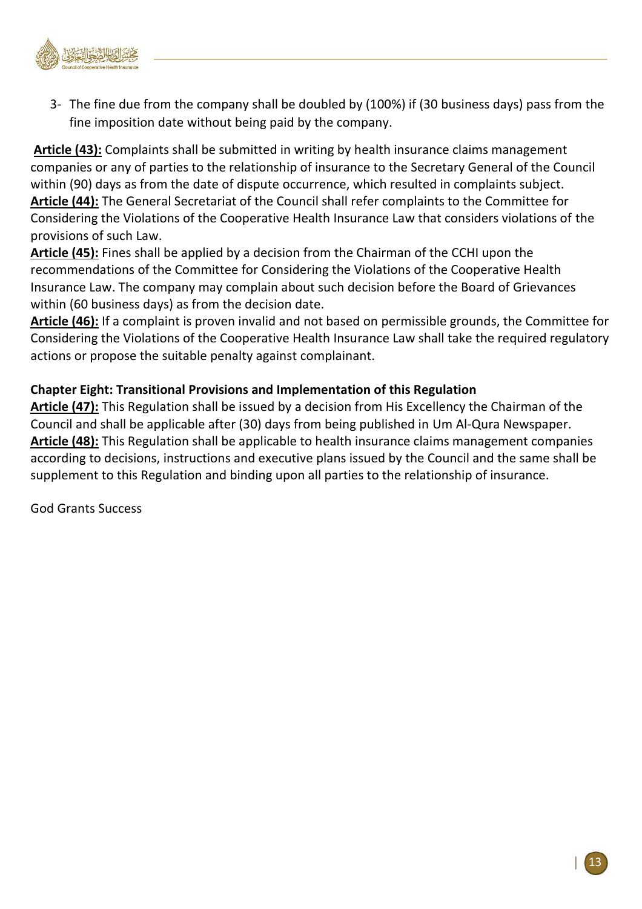3- The fine due from the company shall be doubled by (100%) if (30 business days) pass from the fine imposition date without being paid by the company.

**Article (43):** Complaints shall be submitted in writing by health insurance claims management companies or any of parties to the relationship of insurance to the Secretary General of the Council within (90) days as from the date of dispute occurrence, which resulted in complaints subject.

**Article (44):** The General Secretariat of the Council shall refer complaints to the Committee for Considering the Violations of the Cooperative Health Insurance Law that considers violations of the provisions of such Law.

**Article (45):** Fines shall be applied by a decision from the Chairman of the CCHI upon the recommendations of the Committee for Considering the Violations of the Cooperative Health Insurance Law. The company may complain about such decision before the Board of Grievances within (60 business days) as from the decision date.

**Article (46):** If a complaint is proven invalid and not based on permissible grounds, the Committee for Considering the Violations of the Cooperative Health Insurance Law shall take the required regulatory actions or propose the suitable penalty against complainant.

**Chapter Eight: Transitional Provisions and Implementation of this Regulation**

**Article (47):** This Regulation shall be issued by a decision from His Excellency the Chairman of the Council and shall be applicable after (30) days from being published in Um Al-Qura Newspaper.

**Article (48):** This Regulation shall be applicable to health insurance claims management companies according to decisions, instructions and executive plans issued by the Council and the same shall be supplement to this Regulation and binding upon all parties to the relationship of insurance.

God Grants Success